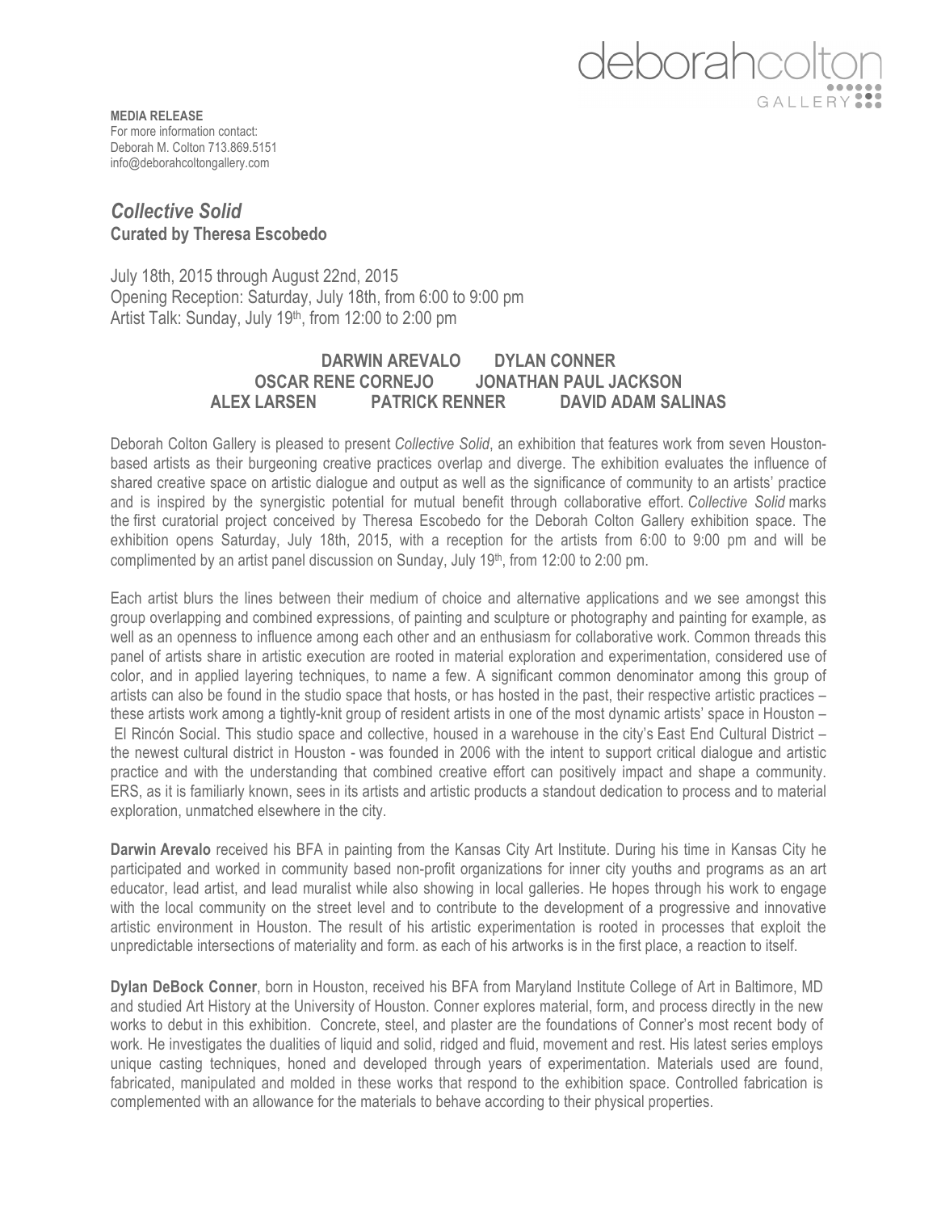deborahcolton GALLERY

**MEDIA RELEASE**
For more information contact:
Deborah M. Colton 713.869.5151
info@deborahcoltongallery.com

## *Collective Solid*
**Curated by Theresa Escobedo**

July 18th, 2015 through August 22nd, 2015
Opening Reception: Saturday, July 18th, from 6:00 to 9:00 pm
Artist Talk: Sunday, July 19th, from 12:00 to 2:00 pm

**DARWIN AREVALO DYLAN CONNER**
**OSCAR RENE CORNEJO JONATHAN PAUL JACKSON**
**ALEX LARSEN PATRICK RENNER DAVID ADAM SALINAS**

Deborah Colton Gallery is pleased to present *Collective Solid*, an exhibition that features work from seven Houston-based artists as their burgeoning creative practices overlap and diverge. The exhibition evaluates the influence of shared creative space on artistic dialogue and output as well as the significance of community to an artists' practice and is inspired by the synergistic potential for mutual benefit through collaborative effort. *Collective Solid* marks the first curatorial project conceived by Theresa Escobedo for the Deborah Colton Gallery exhibition space. The exhibition opens Saturday, July 18th, 2015, with a reception for the artists from 6:00 to 9:00 pm and will be complimented by an artist panel discussion on Sunday, July 19th, from 12:00 to 2:00 pm.

Each artist blurs the lines between their medium of choice and alternative applications and we see amongst this group overlapping and combined expressions, of painting and sculpture or photography and painting for example, as well as an openness to influence among each other and an enthusiasm for collaborative work. Common threads this panel of artists share in artistic execution are rooted in material exploration and experimentation, considered use of color, and in applied layering techniques, to name a few. A significant common denominator among this group of artists can also be found in the studio space that hosts, or has hosted in the past, their respective artistic practices – these artists work among a tightly-knit group of resident artists in one of the most dynamic artists' space in Houston – El Rincón Social. This studio space and collective, housed in a warehouse in the city's East End Cultural District – the newest cultural district in Houston - was founded in 2006 with the intent to support critical dialogue and artistic practice and with the understanding that combined creative effort can positively impact and shape a community. ERS, as it is familiarly known, sees in its artists and artistic products a standout dedication to process and to material exploration, unmatched elsewhere in the city.

**Darwin Arevalo** received his BFA in painting from the Kansas City Art Institute. During his time in Kansas City he participated and worked in community based non-profit organizations for inner city youths and programs as an art educator, lead artist, and lead muralist while also showing in local galleries. He hopes through his work to engage with the local community on the street level and to contribute to the development of a progressive and innovative artistic environment in Houston. The result of his artistic experimentation is rooted in processes that exploit the unpredictable intersections of materiality and form. as each of his artworks is in the first place, a reaction to itself.

**Dylan DeBock Conner**, born in Houston, received his BFA from Maryland Institute College of Art in Baltimore, MD and studied Art History at the University of Houston. Conner explores material, form, and process directly in the new works to debut in this exhibition. Concrete, steel, and plaster are the foundations of Conner's most recent body of work. He investigates the dualities of liquid and solid, ridged and fluid, movement and rest. His latest series employs unique casting techniques, honed and developed through years of experimentation. Materials used are found, fabricated, manipulated and molded in these works that respond to the exhibition space. Controlled fabrication is complemented with an allowance for the materials to behave according to their physical properties.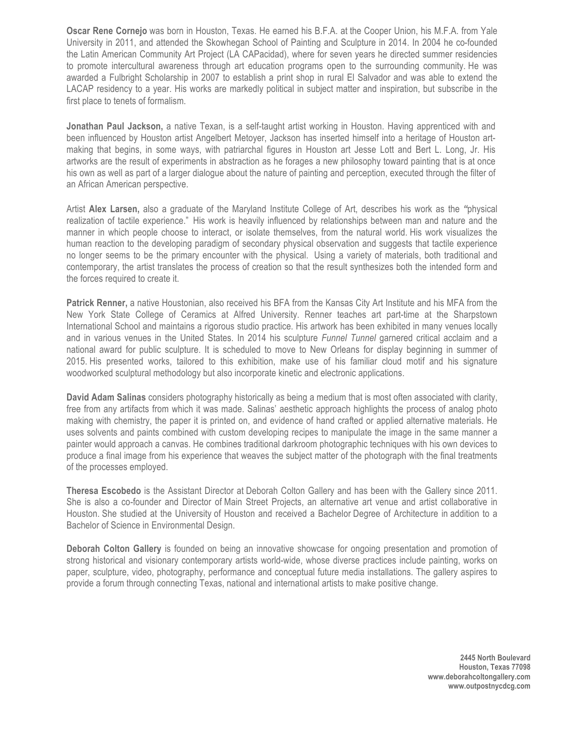**Oscar Rene Cornejo** was born in Houston, Texas. He earned his B.F.A. at the Cooper Union, his M.F.A. from Yale University in 2011, and attended the Skowhegan School of Painting and Sculpture in 2014. In 2004 he co-founded the Latin American Community Art Project (LA CAPacidad), where for seven years he directed summer residencies to promote intercultural awareness through art education programs open to the surrounding community. He was awarded a Fulbright Scholarship in 2007 to establish a print shop in rural El Salvador and was able to extend the LACAP residency to a year. His works are markedly political in subject matter and inspiration, but subscribe in the first place to tenets of formalism.

**Jonathan Paul Jackson,** a native Texan, is a self-taught artist working in Houston. Having apprenticed with and been influenced by Houston artist Angelbert Metoyer, Jackson has inserted himself into a heritage of Houston art-making that begins, in some ways, with patriarchal figures in Houston art Jesse Lott and Bert L. Long, Jr. His artworks are the result of experiments in abstraction as he forages a new philosophy toward painting that is at once his own as well as part of a larger dialogue about the nature of painting and perception, executed through the filter of an African American perspective.

Artist **Alex Larsen,** also a graduate of the Maryland Institute College of Art, describes his work as the *"*physical realization of tactile experience." His work is heavily influenced by relationships between man and nature and the manner in which people choose to interact, or isolate themselves, from the natural world. His work visualizes the human reaction to the developing paradigm of secondary physical observation and suggests that tactile experience no longer seems to be the primary encounter with the physical. Using a variety of materials, both traditional and contemporary, the artist translates the process of creation so that the result synthesizes both the intended form and the forces required to create it.

**Patrick Renner,** a native Houstonian, also received his BFA from the Kansas City Art Institute and his MFA from the New York State College of Ceramics at Alfred University. Renner teaches art part-time at the Sharpstown International School and maintains a rigorous studio practice. His artwork has been exhibited in many venues locally and in various venues in the United States. In 2014 his sculpture *Funnel Tunnel* garnered critical acclaim and a national award for public sculpture. It is scheduled to move to New Orleans for display beginning in summer of 2015. His presented works, tailored to this exhibition, make use of his familiar cloud motif and his signature woodworked sculptural methodology but also incorporate kinetic and electronic applications.

**David Adam Salinas** considers photography historically as being a medium that is most often associated with clarity, free from any artifacts from which it was made. Salinas' aesthetic approach highlights the process of analog photo making with chemistry, the paper it is printed on, and evidence of hand crafted or applied alternative materials. He uses solvents and paints combined with custom developing recipes to manipulate the image in the same manner a painter would approach a canvas. He combines traditional darkroom photographic techniques with his own devices to produce a final image from his experience that weaves the subject matter of the photograph with the final treatments of the processes employed.

**Theresa Escobedo** is the Assistant Director at Deborah Colton Gallery and has been with the Gallery since 2011. She is also a co-founder and Director of Main Street Projects, an alternative art venue and artist collaborative in Houston. She studied at the University of Houston and received a Bachelor Degree of Architecture in addition to a Bachelor of Science in Environmental Design.

**Deborah Colton Gallery** is founded on being an innovative showcase for ongoing presentation and promotion of strong historical and visionary contemporary artists world-wide, whose diverse practices include painting, works on paper, sculpture, video, photography, performance and conceptual future media installations. The gallery aspires to provide a forum through connecting Texas, national and international artists to make positive change.

**2445 North Boulevard**
**Houston, Texas 77098**
**www.deborahcoltongallery.com**
**www.outpostnycdcg.com**